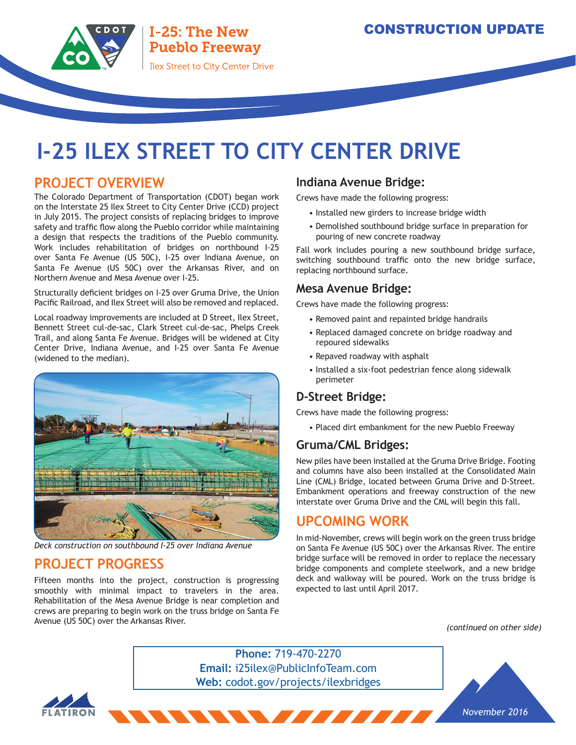I-25: The New Pueblo Freeway

Ilex Street to City Center Drive

**CONSTRUCTION UPDATE**

# I-25 ILEX STREET TO CITY CENTER DRIVE

## PROJECT OVERVIEW

The Colorado Department of Transportation (CDOT) began work on the Interstate 25 Ilex Street to City Center Drive (CCD) project in July 2015. The project consists of replacing bridges to improve safety and traffic flow along the Pueblo corridor while maintaining a design that respects the traditions of the Pueblo community. Work includes rehabilitation of bridges on northbound I-25 over Santa Fe Avenue (US 50C), I-25 over Indiana Avenue, on Santa Fe Avenue (US 50C) over the Arkansas River, and on Northern Avenue and Mesa Avenue over I-25.

Structurally deficient bridges on I-25 over Gruma Drive, the Union Pacific Railroad, and Ilex Street will also be removed and replaced.

Local roadway improvements are included at D Street, Ilex Street, Bennett Street cul-de-sac, Clark Street cul-de-sac, Phelps Creek Trail, and along Santa Fe Avenue. Bridges will be widened at City Center Drive, Indiana Avenue, and I-25 over Santa Fe Avenue (widened to the median).

*Deck construction on southbound I-25 over Indiana Avenue*

## PROJECT PROGRESS

Fifteen months into the project, construction is progressing smoothly with minimal impact to travelers in the area. Rehabilitation of the Mesa Avenue Bridge is near completion and crews are preparing to begin work on the truss bridge on Santa Fe Avenue (US 50C) over the Arkansas River.

### Indiana Avenue Bridge:

Crews have made the following progress:

- Installed new girders to increase bridge width
- Demolished southbound bridge surface in preparation for pouring of new concrete roadway

Fall work includes pouring a new southbound bridge surface, switching southbound traffic onto the new bridge surface, replacing northbound surface.

### Mesa Avenue Bridge:

Crews have made the following progress:

- Removed paint and repainted bridge handrails
- Replaced damaged concrete on bridge roadway and repoured sidewalks
- Repaved roadway with asphalt
- Installed a six-foot pedestrian fence along sidewalk perimeter

### D-Street Bridge:

Crews have made the following progress:

- Placed dirt embankment for the new Pueblo Freeway

### Gruma/CML Bridges:

New piles have been installed at the Gruma Drive Bridge. Footing and columns have also been installed at the Consolidated Main Line (CML) Bridge, located between Gruma Drive and D-Street. Embankment operations and freeway construction of the new interstate over Gruma Drive and the CML will begin this fall.

## UPCOMING WORK

In mid-November, crews will begin work on the green truss bridge on Santa Fe Avenue (US 50C) over the Arkansas River. The entire bridge surface will be removed in order to replace the necessary bridge components and complete steelwork, and a new bridge deck and walkway will be poured. Work on the truss bridge is expected to last until April 2017.

*(continued on other side)*

**Phone:** 719-470-2270
**Email:** i25ilex@PublicInfoTeam.com
**Web:** codot.gov/projects/ilexbridges

*November 2016*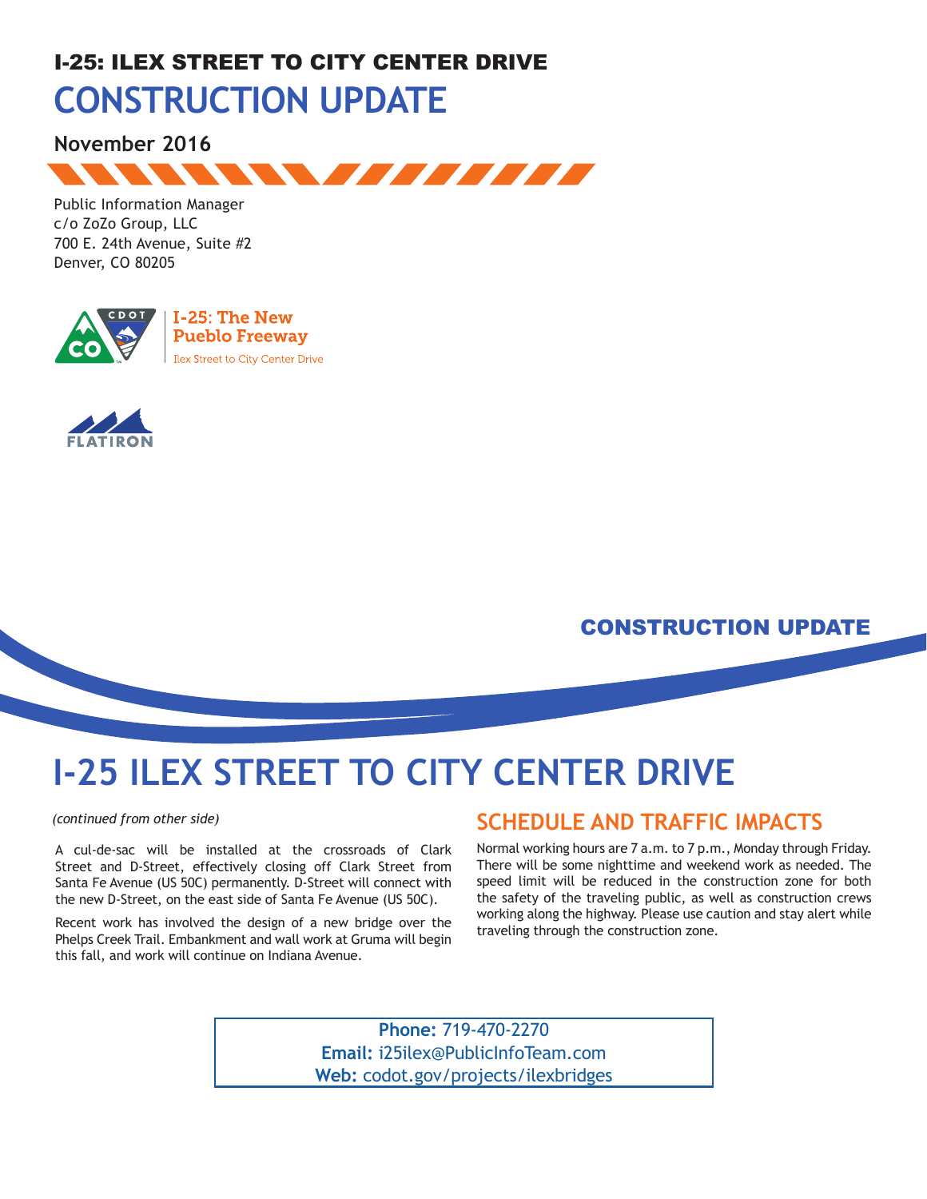# I-25: ILEX STREET TO CITY CENTER DRIVE

# CONSTRUCTION UPDATE

**November 2016**

Public Information Manager
c/o ZoZo Group, LLC
700 E. 24th Avenue, Suite #2
Denver, CO 80205

I-25: The New Pueblo Freeway
Ilex Street to City Center Drive

FLATIRON

## CONSTRUCTION UPDATE

# I-25 ILEX STREET TO CITY CENTER DRIVE

*(continued from other side)*

A cul-de-sac will be installed at the crossroads of Clark Street and D-Street, effectively closing off Clark Street from Santa Fe Avenue (US 50C) permanently. D-Street will connect with the new D-Street, on the east side of Santa Fe Avenue (US 50C).

Recent work has involved the design of a new bridge over the Phelps Creek Trail. Embankment and wall work at Gruma will begin this fall, and work will continue on Indiana Avenue.

## SCHEDULE AND TRAFFIC IMPACTS

Normal working hours are 7 a.m. to 7 p.m., Monday through Friday. There will be some nighttime and weekend work as needed. The speed limit will be reduced in the construction zone for both the safety of the traveling public, as well as construction crews working along the highway. Please use caution and stay alert while traveling through the construction zone.

**Phone:** 719-470-2270
**Email:** i25ilex@PublicInfoTeam.com
**Web:** codot.gov/projects/ilexbridges